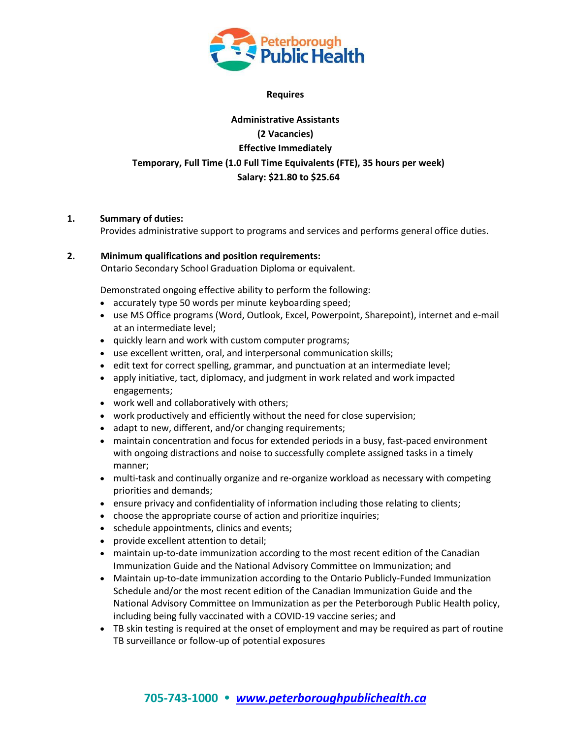Peterborough Public Health

**Requires**

**Administrative Assistants**
**(2 Vacancies)**
**Effective Immediately**
**Temporary, Full Time (1.0 Full Time Equivalents (FTE), 35 hours per week)**
**Salary: $21.80 to $25.64**

**1. Summary of duties:**
Provides administrative support to programs and services and performs general office duties.

**2. Minimum qualifications and position requirements:**
Ontario Secondary School Graduation Diploma or equivalent.

Demonstrated ongoing effective ability to perform the following:

- accurately type 50 words per minute keyboarding speed;
- use MS Office programs (Word, Outlook, Excel, Powerpoint, Sharepoint), internet and e-mail at an intermediate level;
- quickly learn and work with custom computer programs;
- use excellent written, oral, and interpersonal communication skills;
- edit text for correct spelling, grammar, and punctuation at an intermediate level;
- apply initiative, tact, diplomacy, and judgment in work related and work impacted engagements;
- work well and collaboratively with others;
- work productively and efficiently without the need for close supervision;
- adapt to new, different, and/or changing requirements;
- maintain concentration and focus for extended periods in a busy, fast-paced environment with ongoing distractions and noise to successfully complete assigned tasks in a timely manner;
- multi-task and continually organize and re-organize workload as necessary with competing priorities and demands;
- ensure privacy and confidentiality of information including those relating to clients;
- choose the appropriate course of action and prioritize inquiries;
- schedule appointments, clinics and events;
- provide excellent attention to detail;
- maintain up-to-date immunization according to the most recent edition of the Canadian Immunization Guide and the National Advisory Committee on Immunization; and
- Maintain up-to-date immunization according to the Ontario Publicly-Funded Immunization Schedule and/or the most recent edition of the Canadian Immunization Guide and the National Advisory Committee on Immunization as per the Peterborough Public Health policy, including being fully vaccinated with a COVID-19 vaccine series; and
- TB skin testing is required at the onset of employment and may be required as part of routine TB surveillance or follow-up of potential exposures

705-743-1000 • www.peterboroughpublichealth.ca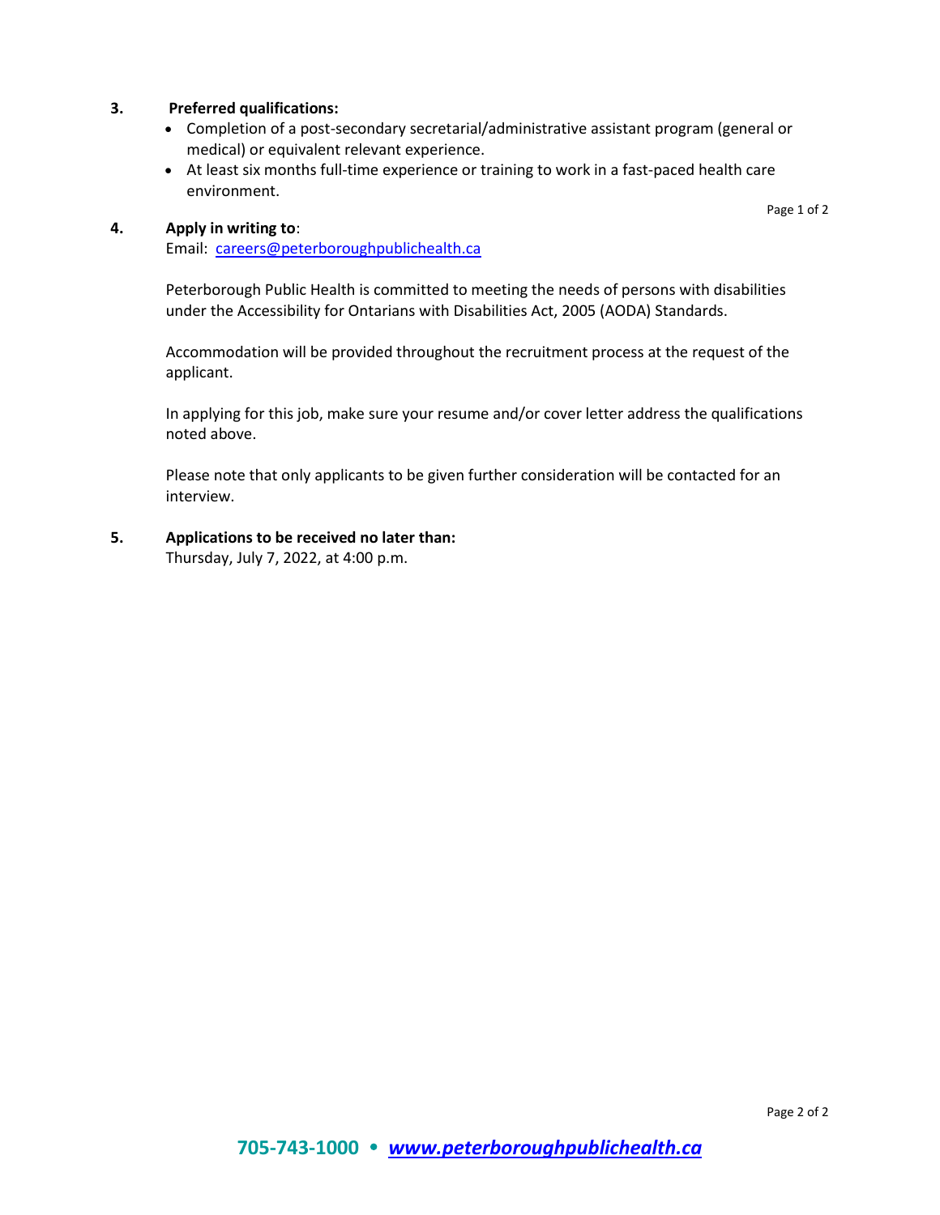3. **Preferred qualifications:**
   - Completion of a post-secondary secretarial/administrative assistant program (general or medical) or equivalent relevant experience.
   - At least six months full-time experience or training to work in a fast-paced health care environment.

4. **Apply in writing to**:
   Email: careers@peterboroughpublichealth.ca

   Peterborough Public Health is committed to meeting the needs of persons with disabilities under the Accessibility for Ontarians with Disabilities Act, 2005 (AODA) Standards.

   Accommodation will be provided throughout the recruitment process at the request of the applicant.

   In applying for this job, make sure your resume and/or cover letter address the qualifications noted above.

   Please note that only applicants to be given further consideration will be contacted for an interview.

5. **Applications to be received no later than:**
   Thursday, July 7, 2022, at 4:00 p.m.

**705-743-1000 • *www.peterboroughpublichealth.ca***